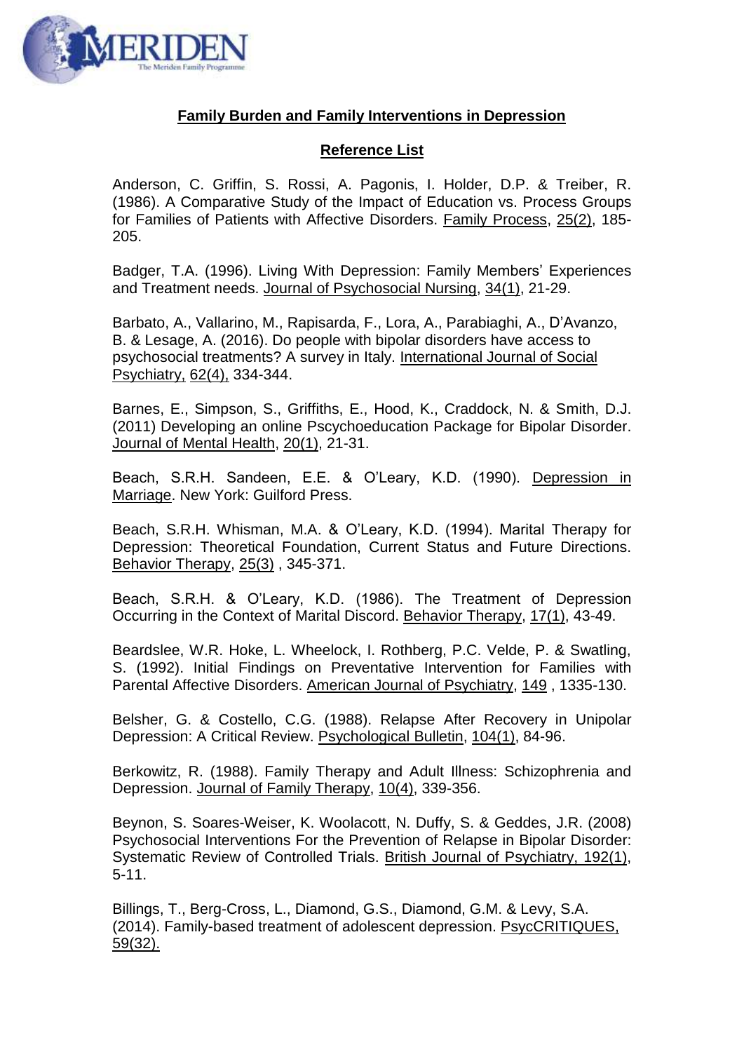**Family Burden and Family Interventions in Depression**

**Reference List**

Anderson, C. Griffin, S. Rossi, A. Pagonis, I. Holder, D.P. & Treiber, R. (1986). A Comparative Study of the Impact of Education vs. Process Groups for Families of Patients with Affective Disorders. Family Process, 25(2), 185-205.

Badger, T.A. (1996). Living With Depression: Family Members' Experiences and Treatment needs. Journal of Psychosocial Nursing, 34(1), 21-29.

Barbato, A., Vallarino, M., Rapisarda, F., Lora, A., Parabiaghi, A., D'Avanzo, B. & Lesage, A. (2016). Do people with bipolar disorders have access to psychosocial treatments? A survey in Italy. International Journal of Social Psychiatry, 62(4), 334-344.

Barnes, E., Simpson, S., Griffiths, E., Hood, K., Craddock, N. & Smith, D.J. (2011) Developing an online Pscychoeducation Package for Bipolar Disorder. Journal of Mental Health, 20(1), 21-31.

Beach, S.R.H. Sandeen, E.E. & O'Leary, K.D. (1990). Depression in Marriage. New York: Guilford Press.

Beach, S.R.H. Whisman, M.A. & O'Leary, K.D. (1994). Marital Therapy for Depression: Theoretical Foundation, Current Status and Future Directions. Behavior Therapy, 25(3) , 345-371.

Beach, S.R.H. & O'Leary, K.D. (1986). The Treatment of Depression Occurring in the Context of Marital Discord. Behavior Therapy, 17(1), 43-49.

Beardslee, W.R. Hoke, L. Wheelock, I. Rothberg, P.C. Velde, P. & Swatling, S. (1992). Initial Findings on Preventative Intervention for Families with Parental Affective Disorders. American Journal of Psychiatry, 149 , 1335-130.

Belsher, G. & Costello, C.G. (1988). Relapse After Recovery in Unipolar Depression: A Critical Review. Psychological Bulletin, 104(1), 84-96.

Berkowitz, R. (1988). Family Therapy and Adult Illness: Schizophrenia and Depression. Journal of Family Therapy, 10(4), 339-356.

Beynon, S. Soares-Weiser, K. Woolacott, N. Duffy, S. & Geddes, J.R. (2008) Psychosocial Interventions For the Prevention of Relapse in Bipolar Disorder: Systematic Review of Controlled Trials. British Journal of Psychiatry, 192(1), 5-11.

Billings, T., Berg-Cross, L., Diamond, G.S., Diamond, G.M. & Levy, S.A. (2014). Family-based treatment of adolescent depression. PsycCRITIQUES, 59(32).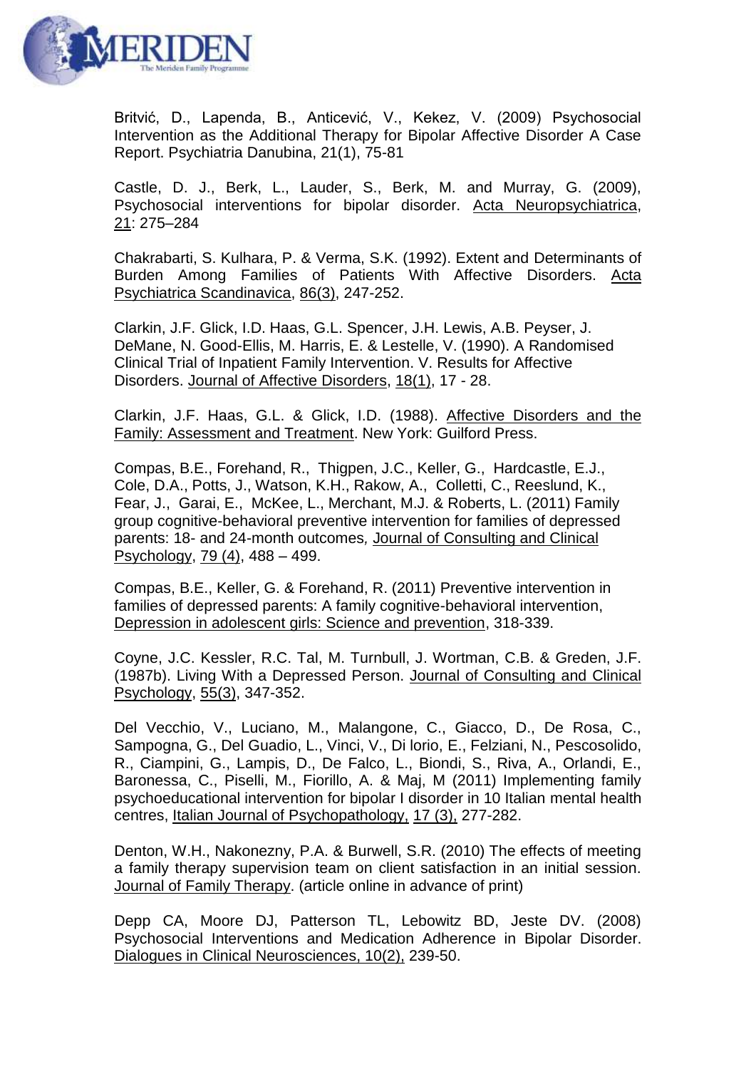Britvić, D., Lapenda, B., Anticević, V., Kekez, V. (2009) Psychosocial Intervention as the Additional Therapy for Bipolar Affective Disorder A Case Report. Psychiatria Danubina, 21(1), 75-81

Castle, D. J., Berk, L., Lauder, S., Berk, M. and Murray, G. (2009), Psychosocial interventions for bipolar disorder. Acta Neuropsychiatrica, 21: 275–284

Chakrabarti, S. Kulhara, P. & Verma, S.K. (1992). Extent and Determinants of Burden Among Families of Patients With Affective Disorders. Acta Psychiatrica Scandinavica, 86(3), 247-252.

Clarkin, J.F. Glick, I.D. Haas, G.L. Spencer, J.H. Lewis, A.B. Peyser, J. DeMane, N. Good-Ellis, M. Harris, E. & Lestelle, V. (1990). A Randomised Clinical Trial of Inpatient Family Intervention. V. Results for Affective Disorders. Journal of Affective Disorders, 18(1), 17 - 28.

Clarkin, J.F. Haas, G.L. & Glick, I.D. (1988). Affective Disorders and the Family: Assessment and Treatment. New York: Guilford Press.

Compas, B.E., Forehand, R., Thigpen, J.C., Keller, G., Hardcastle, E.J., Cole, D.A., Potts, J., Watson, K.H., Rakow, A., Colletti, C., Reeslund, K., Fear, J., Garai, E., McKee, L., Merchant, M.J. & Roberts, L. (2011) Family group cognitive-behavioral preventive intervention for families of depressed parents: 18- and 24-month outcomes, Journal of Consulting and Clinical Psychology, 79 (4), 488 – 499.

Compas, B.E., Keller, G. & Forehand, R. (2011) Preventive intervention in families of depressed parents: A family cognitive-behavioral intervention, Depression in adolescent girls: Science and prevention, 318-339.

Coyne, J.C. Kessler, R.C. Tal, M. Turnbull, J. Wortman, C.B. & Greden, J.F. (1987b). Living With a Depressed Person. Journal of Consulting and Clinical Psychology, 55(3), 347-352.

Del Vecchio, V., Luciano, M., Malangone, C., Giacco, D., De Rosa, C., Sampogna, G., Del Guadio, L., Vinci, V., Di lorio, E., Felziani, N., Pescosolido, R., Ciampini, G., Lampis, D., De Falco, L., Biondi, S., Riva, A., Orlandi, E., Baronessa, C., Piselli, M., Fiorillo, A. & Maj, M (2011) Implementing family psychoeducational intervention for bipolar I disorder in 10 Italian mental health centres, Italian Journal of Psychopathology, 17 (3), 277-282.

Denton, W.H., Nakonezny, P.A. & Burwell, S.R. (2010) The effects of meeting a family therapy supervision team on client satisfaction in an initial session. Journal of Family Therapy. (article online in advance of print)

Depp CA, Moore DJ, Patterson TL, Lebowitz BD, Jeste DV. (2008) Psychosocial Interventions and Medication Adherence in Bipolar Disorder. Dialogues in Clinical Neurosciences, 10(2), 239-50.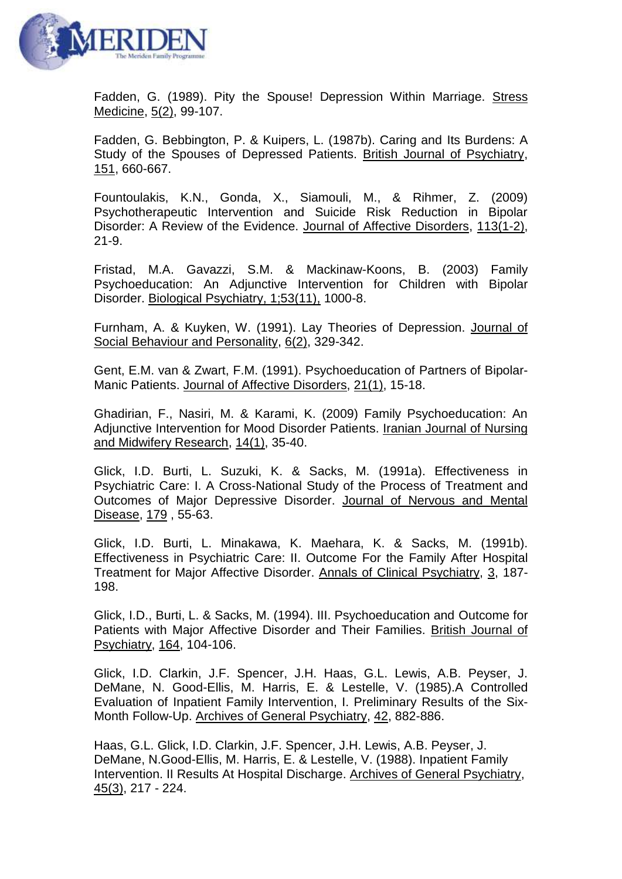Fadden, G. (1989). Pity the Spouse! Depression Within Marriage. Stress Medicine, 5(2), 99-107.

Fadden, G. Bebbington, P. & Kuipers, L. (1987b). Caring and Its Burdens: A Study of the Spouses of Depressed Patients. British Journal of Psychiatry, 151, 660-667.

Fountoulakis, K.N., Gonda, X., Siamouli, M., & Rihmer, Z. (2009) Psychotherapeutic Intervention and Suicide Risk Reduction in Bipolar Disorder: A Review of the Evidence. Journal of Affective Disorders, 113(1-2), 21-9.

Fristad, M.A. Gavazzi, S.M. & Mackinaw-Koons, B. (2003) Family Psychoeducation: An Adjunctive Intervention for Children with Bipolar Disorder. Biological Psychiatry, 1;53(11), 1000-8.

Furnham, A. & Kuyken, W. (1991). Lay Theories of Depression. Journal of Social Behaviour and Personality, 6(2), 329-342.

Gent, E.M. van & Zwart, F.M. (1991). Psychoeducation of Partners of Bipolar-Manic Patients. Journal of Affective Disorders, 21(1), 15-18.

Ghadirian, F., Nasiri, M. & Karami, K. (2009) Family Psychoeducation: An Adjunctive Intervention for Mood Disorder Patients. Iranian Journal of Nursing and Midwifery Research, 14(1), 35-40.

Glick, I.D. Burti, L. Suzuki, K. & Sacks, M. (1991a). Effectiveness in Psychiatric Care: I. A Cross-National Study of the Process of Treatment and Outcomes of Major Depressive Disorder. Journal of Nervous and Mental Disease, 179 , 55-63.

Glick, I.D. Burti, L. Minakawa, K. Maehara, K. & Sacks, M. (1991b). Effectiveness in Psychiatric Care: II. Outcome For the Family After Hospital Treatment for Major Affective Disorder. Annals of Clinical Psychiatry, 3, 187-198.

Glick, I.D., Burti, L. & Sacks, M. (1994). III. Psychoeducation and Outcome for Patients with Major Affective Disorder and Their Families. British Journal of Psychiatry, 164, 104-106.

Glick, I.D. Clarkin, J.F. Spencer, J.H. Haas, G.L. Lewis, A.B. Peyser, J. DeMane, N. Good-Ellis, M. Harris, E. & Lestelle, V. (1985).A Controlled Evaluation of Inpatient Family Intervention, I. Preliminary Results of the Six-Month Follow-Up. Archives of General Psychiatry, 42, 882-886.

Haas, G.L. Glick, I.D. Clarkin, J.F. Spencer, J.H. Lewis, A.B. Peyser, J. DeMane, N.Good-Ellis, M. Harris, E. & Lestelle, V. (1988). Inpatient Family Intervention. II Results At Hospital Discharge. Archives of General Psychiatry, 45(3), 217 - 224.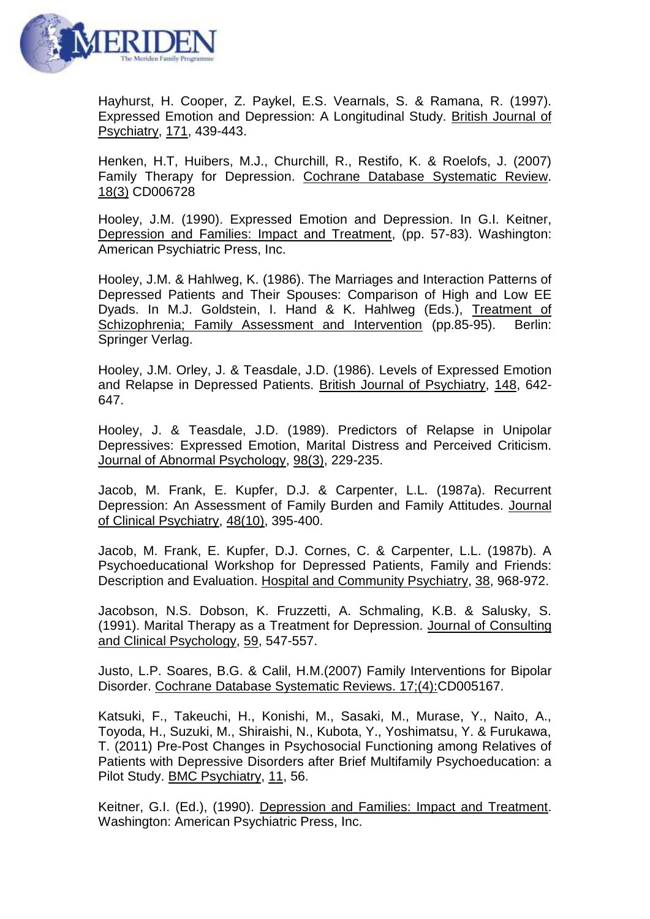Hayhurst, H. Cooper, Z. Paykel, E.S. Vearnals, S. & Ramana, R. (1997). Expressed Emotion and Depression: A Longitudinal Study. British Journal of Psychiatry, 171, 439-443.

Henken, H.T, Huibers, M.J., Churchill, R., Restifo, K. & Roelofs, J. (2007) Family Therapy for Depression. Cochrane Database Systematic Review. 18(3) CD006728

Hooley, J.M. (1990). Expressed Emotion and Depression. In G.I. Keitner, Depression and Families: Impact and Treatment, (pp. 57-83). Washington: American Psychiatric Press, Inc.

Hooley, J.M. & Hahlweg, K. (1986). The Marriages and Interaction Patterns of Depressed Patients and Their Spouses: Comparison of High and Low EE Dyads. In M.J. Goldstein, I. Hand & K. Hahlweg (Eds.), Treatment of Schizophrenia; Family Assessment and Intervention (pp.85-95). Berlin: Springer Verlag.

Hooley, J.M. Orley, J. & Teasdale, J.D. (1986). Levels of Expressed Emotion and Relapse in Depressed Patients. British Journal of Psychiatry, 148, 642-647.

Hooley, J. & Teasdale, J.D. (1989). Predictors of Relapse in Unipolar Depressives: Expressed Emotion, Marital Distress and Perceived Criticism. Journal of Abnormal Psychology, 98(3), 229-235.

Jacob, M. Frank, E. Kupfer, D.J. & Carpenter, L.L. (1987a). Recurrent Depression: An Assessment of Family Burden and Family Attitudes. Journal of Clinical Psychiatry, 48(10), 395-400.

Jacob, M. Frank, E. Kupfer, D.J. Cornes, C. & Carpenter, L.L. (1987b). A Psychoeducational Workshop for Depressed Patients, Family and Friends: Description and Evaluation. Hospital and Community Psychiatry, 38, 968-972.

Jacobson, N.S. Dobson, K. Fruzzetti, A. Schmaling, K.B. & Salusky, S. (1991). Marital Therapy as a Treatment for Depression. Journal of Consulting and Clinical Psychology, 59, 547-557.

Justo, L.P. Soares, B.G. & Calil, H.M.(2007) Family Interventions for Bipolar Disorder. Cochrane Database Systematic Reviews. 17;(4):CD005167.

Katsuki, F., Takeuchi, H., Konishi, M., Sasaki, M., Murase, Y., Naito, A., Toyoda, H., Suzuki, M., Shiraishi, N., Kubota, Y., Yoshimatsu, Y. & Furukawa, T. (2011) Pre-Post Changes in Psychosocial Functioning among Relatives of Patients with Depressive Disorders after Brief Multifamily Psychoeducation: a Pilot Study. BMC Psychiatry, 11, 56.

Keitner, G.I. (Ed.), (1990). Depression and Families: Impact and Treatment. Washington: American Psychiatric Press, Inc.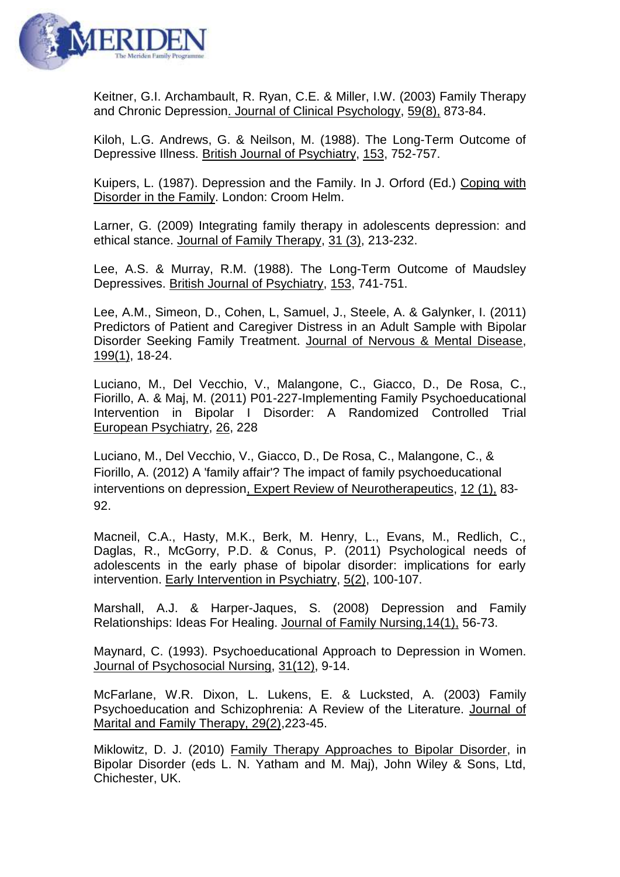Keitner, G.I. Archambault, R. Ryan, C.E. & Miller, I.W. (2003) Family Therapy and Chronic Depression. Journal of Clinical Psychology, 59(8), 873-84.

Kiloh, L.G. Andrews, G. & Neilson, M. (1988). The Long-Term Outcome of Depressive Illness. British Journal of Psychiatry, 153, 752-757.

Kuipers, L. (1987). Depression and the Family. In J. Orford (Ed.) Coping with Disorder in the Family. London: Croom Helm.

Larner, G. (2009) Integrating family therapy in adolescents depression: and ethical stance. Journal of Family Therapy, 31 (3), 213-232.

Lee, A.S. & Murray, R.M. (1988). The Long-Term Outcome of Maudsley Depressives. British Journal of Psychiatry, 153, 741-751.

Lee, A.M., Simeon, D., Cohen, L, Samuel, J., Steele, A. & Galynker, I. (2011) Predictors of Patient and Caregiver Distress in an Adult Sample with Bipolar Disorder Seeking Family Treatment. Journal of Nervous & Mental Disease, 199(1), 18-24.

Luciano, M., Del Vecchio, V., Malangone, C., Giacco, D., De Rosa, C., Fiorillo, A. & Maj, M. (2011) P01-227-Implementing Family Psychoeducational Intervention in Bipolar I Disorder: A Randomized Controlled Trial European Psychiatry, 26, 228

Luciano, M., Del Vecchio, V., Giacco, D., De Rosa, C., Malangone, C., & Fiorillo, A. (2012) A 'family affair'? The impact of family psychoeducational interventions on depression, Expert Review of Neurotherapeutics, 12 (1), 83-92.

Macneil, C.A., Hasty, M.K., Berk, M. Henry, L., Evans, M., Redlich, C., Daglas, R., McGorry, P.D. & Conus, P. (2011) Psychological needs of adolescents in the early phase of bipolar disorder: implications for early intervention. Early Intervention in Psychiatry, 5(2), 100-107.

Marshall, A.J. & Harper-Jaques, S. (2008) Depression and Family Relationships: Ideas For Healing. Journal of Family Nursing,14(1), 56-73.

Maynard, C. (1993). Psychoeducational Approach to Depression in Women. Journal of Psychosocial Nursing, 31(12), 9-14.

McFarlane, W.R. Dixon, L. Lukens, E. & Lucksted, A. (2003) Family Psychoeducation and Schizophrenia: A Review of the Literature. Journal of Marital and Family Therapy, 29(2),223-45.

Miklowitz, D. J. (2010) Family Therapy Approaches to Bipolar Disorder, in Bipolar Disorder (eds L. N. Yatham and M. Maj), John Wiley & Sons, Ltd, Chichester, UK.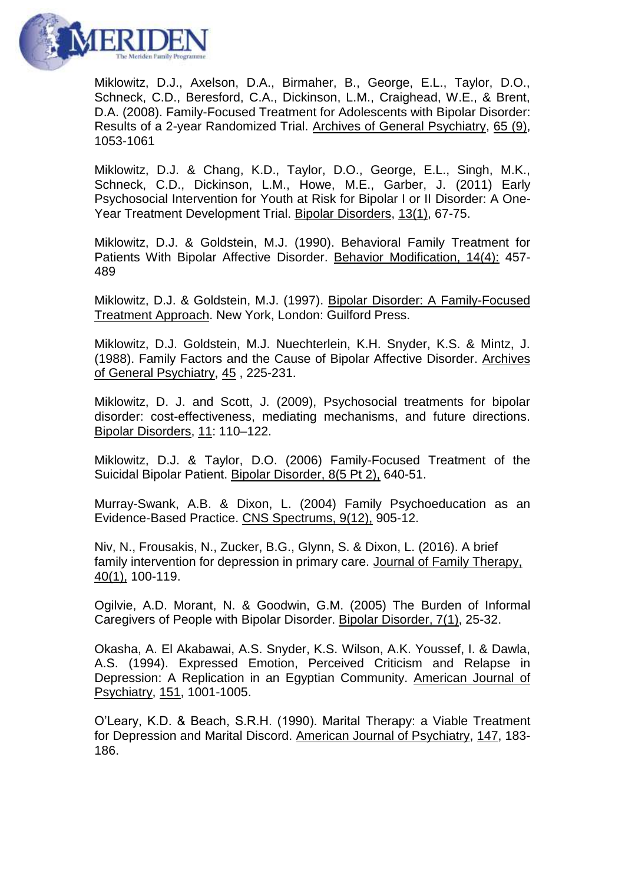Miklowitz, D.J., Axelson, D.A., Birmaher, B., George, E.L., Taylor, D.O., Schneck, C.D., Beresford, C.A., Dickinson, L.M., Craighead, W.E., & Brent, D.A. (2008). Family-Focused Treatment for Adolescents with Bipolar Disorder: Results of a 2-year Randomized Trial. Archives of General Psychiatry, 65 (9), 1053-1061

Miklowitz, D.J. & Chang, K.D., Taylor, D.O., George, E.L., Singh, M.K., Schneck, C.D., Dickinson, L.M., Howe, M.E., Garber, J. (2011) Early Psychosocial Intervention for Youth at Risk for Bipolar I or II Disorder: A One-Year Treatment Development Trial. Bipolar Disorders, 13(1), 67-75.

Miklowitz, D.J. & Goldstein, M.J. (1990). Behavioral Family Treatment for Patients With Bipolar Affective Disorder. Behavior Modification, 14(4): 457-489

Miklowitz, D.J. & Goldstein, M.J. (1997). Bipolar Disorder: A Family-Focused Treatment Approach. New York, London: Guilford Press.

Miklowitz, D.J. Goldstein, M.J. Nuechterlein, K.H. Snyder, K.S. & Mintz, J. (1988). Family Factors and the Cause of Bipolar Affective Disorder. Archives of General Psychiatry, 45 , 225-231.

Miklowitz, D. J. and Scott, J. (2009), Psychosocial treatments for bipolar disorder: cost-effectiveness, mediating mechanisms, and future directions. Bipolar Disorders, 11: 110–122.

Miklowitz, D.J. & Taylor, D.O. (2006) Family-Focused Treatment of the Suicidal Bipolar Patient. Bipolar Disorder, 8(5 Pt 2), 640-51.

Murray-Swank, A.B. & Dixon, L. (2004) Family Psychoeducation as an Evidence-Based Practice. CNS Spectrums, 9(12), 905-12.

Niv, N., Frousakis, N., Zucker, B.G., Glynn, S. & Dixon, L. (2016). A brief family intervention for depression in primary care. Journal of Family Therapy, 40(1), 100-119.

Ogilvie, A.D. Morant, N. & Goodwin, G.M. (2005) The Burden of Informal Caregivers of People with Bipolar Disorder. Bipolar Disorder, 7(1), 25-32.

Okasha, A. El Akabawai, A.S. Snyder, K.S. Wilson, A.K. Youssef, I. & Dawla, A.S. (1994). Expressed Emotion, Perceived Criticism and Relapse in Depression: A Replication in an Egyptian Community. American Journal of Psychiatry, 151, 1001-1005.

O'Leary, K.D. & Beach, S.R.H. (1990). Marital Therapy: a Viable Treatment for Depression and Marital Discord. American Journal of Psychiatry, 147, 183-186.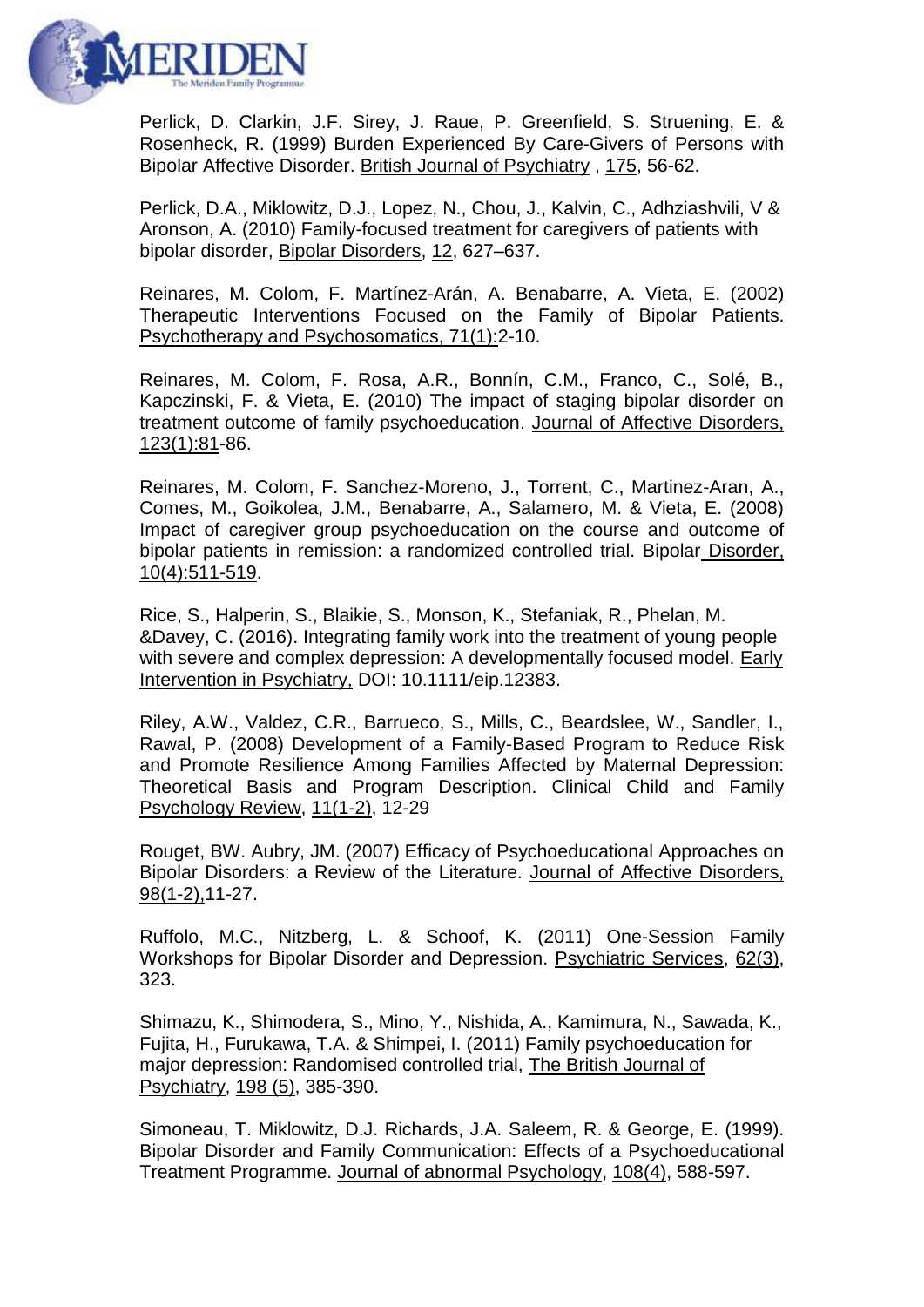Perlick, D. Clarkin, J.F. Sirey, J. Raue, P. Greenfield, S. Struening, E. & Rosenheck, R. (1999) Burden Experienced By Care-Givers of Persons with Bipolar Affective Disorder. British Journal of Psychiatry , 175, 56-62.

Perlick, D.A., Miklowitz, D.J., Lopez, N., Chou, J., Kalvin, C., Adhziashvili, V & Aronson, A. (2010) Family-focused treatment for caregivers of patients with bipolar disorder, Bipolar Disorders, 12, 627–637.

Reinares, M. Colom, F. Martínez-Arán, A. Benabarre, A. Vieta, E. (2002) Therapeutic Interventions Focused on the Family of Bipolar Patients. Psychotherapy and Psychosomatics, 71(1):2-10.

Reinares, M. Colom, F. Rosa, A.R., Bonnín, C.M., Franco, C., Solé, B., Kapczinski, F. & Vieta, E. (2010) The impact of staging bipolar disorder on treatment outcome of family psychoeducation. Journal of Affective Disorders, 123(1):81-86.

Reinares, M. Colom, F. Sanchez-Moreno, J., Torrent, C., Martinez-Aran, A., Comes, M., Goikolea, J.M., Benabarre, A., Salamero, M. & Vieta, E. (2008) Impact of caregiver group psychoeducation on the course and outcome of bipolar patients in remission: a randomized controlled trial. Bipolar Disorder, 10(4):511-519.

Rice, S., Halperin, S., Blaikie, S., Monson, K., Stefaniak, R., Phelan, M. &Davey, C. (2016). Integrating family work into the treatment of young people with severe and complex depression: A developmentally focused model. Early Intervention in Psychiatry, DOI: 10.1111/eip.12383.

Riley, A.W., Valdez, C.R., Barrueco, S., Mills, C., Beardslee, W., Sandler, I., Rawal, P. (2008) Development of a Family-Based Program to Reduce Risk and Promote Resilience Among Families Affected by Maternal Depression: Theoretical Basis and Program Description. Clinical Child and Family Psychology Review, 11(1-2), 12-29

Rouget, BW. Aubry, JM. (2007) Efficacy of Psychoeducational Approaches on Bipolar Disorders: a Review of the Literature. Journal of Affective Disorders, 98(1-2),11-27.

Ruffolo, M.C., Nitzberg, L. & Schoof, K. (2011) One-Session Family Workshops for Bipolar Disorder and Depression. Psychiatric Services, 62(3), 323.

Shimazu, K., Shimodera, S., Mino, Y., Nishida, A., Kamimura, N., Sawada, K., Fujita, H., Furukawa, T.A. & Shimpei, I. (2011) Family psychoeducation for major depression: Randomised controlled trial, The British Journal of Psychiatry, 198 (5), 385-390.

Simoneau, T. Miklowitz, D.J. Richards, J.A. Saleem, R. & George, E. (1999). Bipolar Disorder and Family Communication: Effects of a Psychoeducational Treatment Programme. Journal of abnormal Psychology, 108(4), 588-597.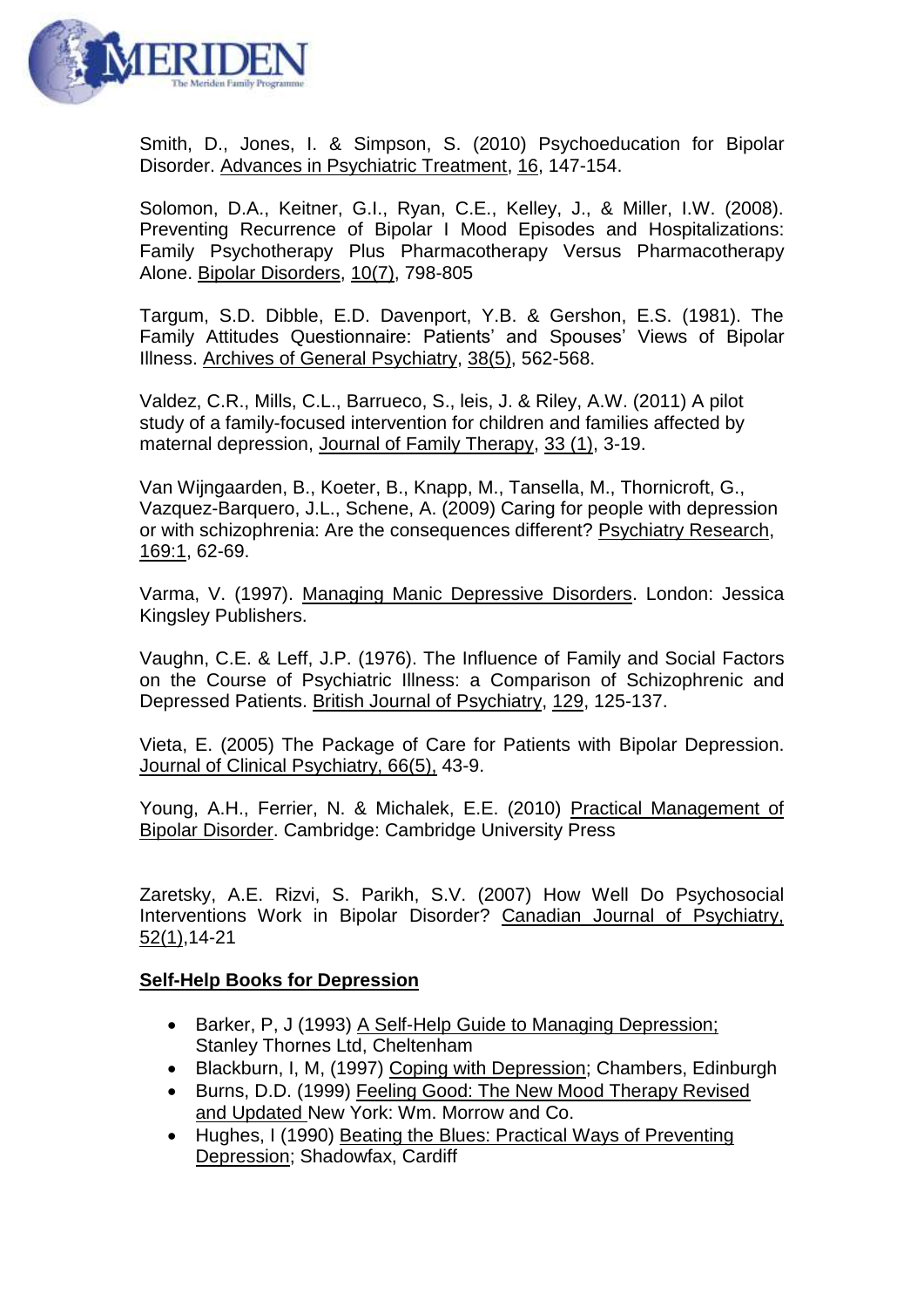Smith, D., Jones, I. & Simpson, S. (2010) Psychoeducation for Bipolar Disorder. Advances in Psychiatric Treatment, 16, 147-154.

Solomon, D.A., Keitner, G.I., Ryan, C.E., Kelley, J., & Miller, I.W. (2008). Preventing Recurrence of Bipolar I Mood Episodes and Hospitalizations: Family Psychotherapy Plus Pharmacotherapy Versus Pharmacotherapy Alone. Bipolar Disorders, 10(7), 798-805

Targum, S.D. Dibble, E.D. Davenport, Y.B. & Gershon, E.S. (1981). The Family Attitudes Questionnaire: Patients' and Spouses' Views of Bipolar Illness. Archives of General Psychiatry, 38(5), 562-568.

Valdez, C.R., Mills, C.L., Barrueco, S., leis, J. & Riley, A.W. (2011) A pilot study of a family-focused intervention for children and families affected by maternal depression, Journal of Family Therapy, 33 (1), 3-19.

Van Wijngaarden, B., Koeter, B., Knapp, M., Tansella, M., Thornicroft, G., Vazquez-Barquero, J.L., Schene, A. (2009) Caring for people with depression or with schizophrenia: Are the consequences different? Psychiatry Research, 169:1, 62-69.

Varma, V. (1997). Managing Manic Depressive Disorders. London: Jessica Kingsley Publishers.

Vaughn, C.E. & Leff, J.P. (1976). The Influence of Family and Social Factors on the Course of Psychiatric Illness: a Comparison of Schizophrenic and Depressed Patients. British Journal of Psychiatry, 129, 125-137.

Vieta, E. (2005) The Package of Care for Patients with Bipolar Depression. Journal of Clinical Psychiatry, 66(5), 43-9.

Young, A.H., Ferrier, N. & Michalek, E.E. (2010) Practical Management of Bipolar Disorder. Cambridge: Cambridge University Press

Zaretsky, A.E. Rizvi, S. Parikh, S.V. (2007) How Well Do Psychosocial Interventions Work in Bipolar Disorder? Canadian Journal of Psychiatry, 52(1),14-21

**Self-Help Books for Depression**

- Barker, P, J (1993) A Self-Help Guide to Managing Depression; Stanley Thornes Ltd, Cheltenham
- Blackburn, I, M, (1997) Coping with Depression; Chambers, Edinburgh
- Burns, D.D. (1999) Feeling Good: The New Mood Therapy Revised and Updated New York: Wm. Morrow and Co.
- Hughes, I (1990) Beating the Blues: Practical Ways of Preventing Depression; Shadowfax, Cardiff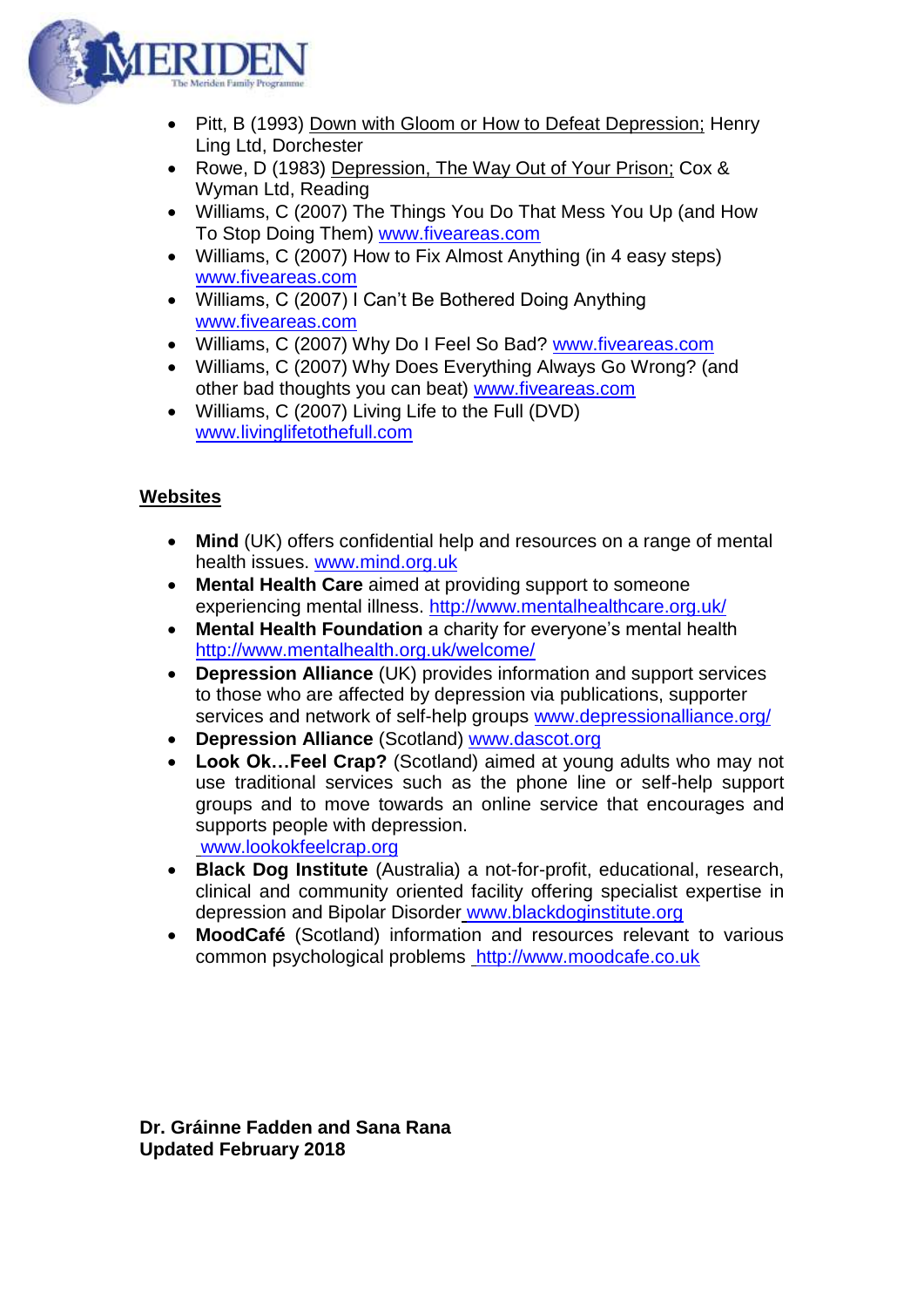- Pitt, B (1993) Down with Gloom or How to Defeat Depression; Henry Ling Ltd, Dorchester
- Rowe, D (1983) Depression, The Way Out of Your Prison; Cox & Wyman Ltd, Reading
- Williams, C (2007) The Things You Do That Mess You Up (and How To Stop Doing Them) www.fiveareas.com
- Williams, C (2007) How to Fix Almost Anything (in 4 easy steps) www.fiveareas.com
- Williams, C (2007) I Can't Be Bothered Doing Anything www.fiveareas.com
- Williams, C (2007) Why Do I Feel So Bad? www.fiveareas.com
- Williams, C (2007) Why Does Everything Always Go Wrong? (and other bad thoughts you can beat) www.fiveareas.com
- Williams, C (2007) Living Life to the Full (DVD) www.livinglifetothefull.com

## Websites

- **Mind** (UK) offers confidential help and resources on a range of mental health issues. www.mind.org.uk
- **Mental Health Care** aimed at providing support to someone experiencing mental illness. http://www.mentalhealthcare.org.uk/
- **Mental Health Foundation** a charity for everyone's mental health http://www.mentalhealth.org.uk/welcome/
- **Depression Alliance** (UK) provides information and support services to those who are affected by depression via publications, supporter services and network of self-help groups www.depressionalliance.org/
- **Depression Alliance** (Scotland) www.dascot.org
- **Look Ok…Feel Crap?** (Scotland) aimed at young adults who may not use traditional services such as the phone line or self-help support groups and to move towards an online service that encourages and supports people with depression. www.lookokfeelcrap.org
- **Black Dog Institute** (Australia) a not-for-profit, educational, research, clinical and community oriented facility offering specialist expertise in depression and Bipolar Disorder www.blackdoginstitute.org
- **MoodCafé** (Scotland) information and resources relevant to various common psychological problems http://www.moodcafe.co.uk

**Dr. Gráinne Fadden and Sana Rana**
**Updated February 2018**